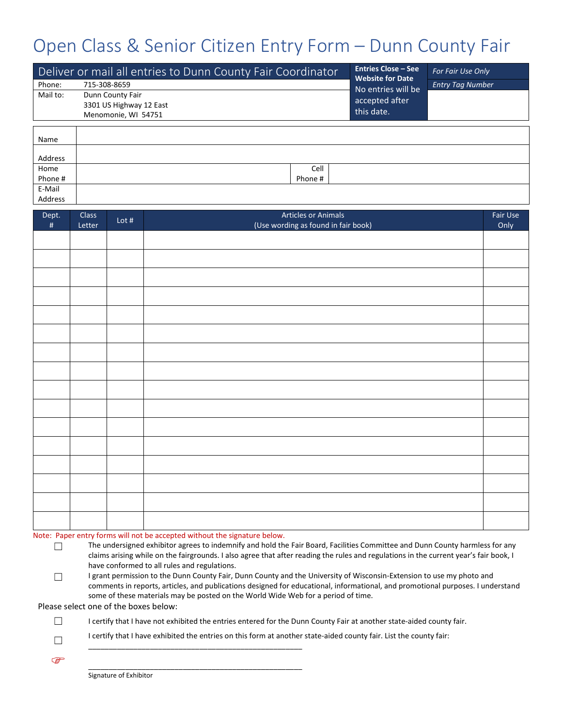# Open Class & Senior Citizen Entry Form – Dunn County Fair

| Deliver or mail all entries to Dunn County Fair Coordinator | | **Entries Close – See Website for Date** | *For Fair Use Only* |
|---|---|---|---|
| Phone: | 715-308-8659 | No entries will be accepted after this date. | *Entry Tag Number* |
| Mail to: | Dunn County Fair<br>3301 US Highway 12 East<br>Menomonie, WI 54751 | | |

| | | | |
|---|---|---|---|
| Name | | | |
| Address | | | |
| Home Phone # | | Cell Phone # | |
| E-Mail Address | | | |

| Dept. # | Class Letter | Lot # | Articles or Animals (Use wording as found in fair book) | Fair Use Only |
|---|---|---|---|---|
| | | | | |
| | | | | |
| | | | | |
| | | | | |
| | | | | |
| | | | | |
| | | | | |
| | | | | |
| | | | | |
| | | | | |
| | | | | |
| | | | | |
| | | | | |
| | | | | |
| | | | | |
| | | | | |

Note: Paper entry forms will not be accepted without the signature below.

☐ The undersigned exhibitor agrees to indemnify and hold the Fair Board, Facilities Committee and Dunn County harmless for any claims arising while on the fairgrounds. I also agree that after reading the rules and regulations in the current year's fair book, I have conformed to all rules and regulations.

☐ I grant permission to the Dunn County Fair, Dunn County and the University of Wisconsin-Extension to use my photo and comments in reports, articles, and publications designed for educational, informational, and promotional purposes. I understand some of these materials may be posted on the World Wide Web for a period of time.

Please select one of the boxes below:

☐ I certify that I have not exhibited the entries entered for the Dunn County Fair at another state-aided county fair.

☐ I certify that I have exhibited the entries on this form at another state-aided county fair. List the county fair: \_\_\_\_\_\_\_\_\_\_\_\_\_\_\_\_\_\_\_\_\_\_\_\_\_\_\_\_\_\_\_\_\_\_\_\_\_\_\_\_\_\_\_\_\_\_\_\_\_\_

☞ \_\_\_\_\_\_\_\_\_\_\_\_\_\_\_\_\_\_\_\_\_\_\_\_\_\_\_\_\_\_\_\_\_\_\_\_\_\_\_\_\_\_\_\_\_\_\_\_\_\_

Signature of Exhibitor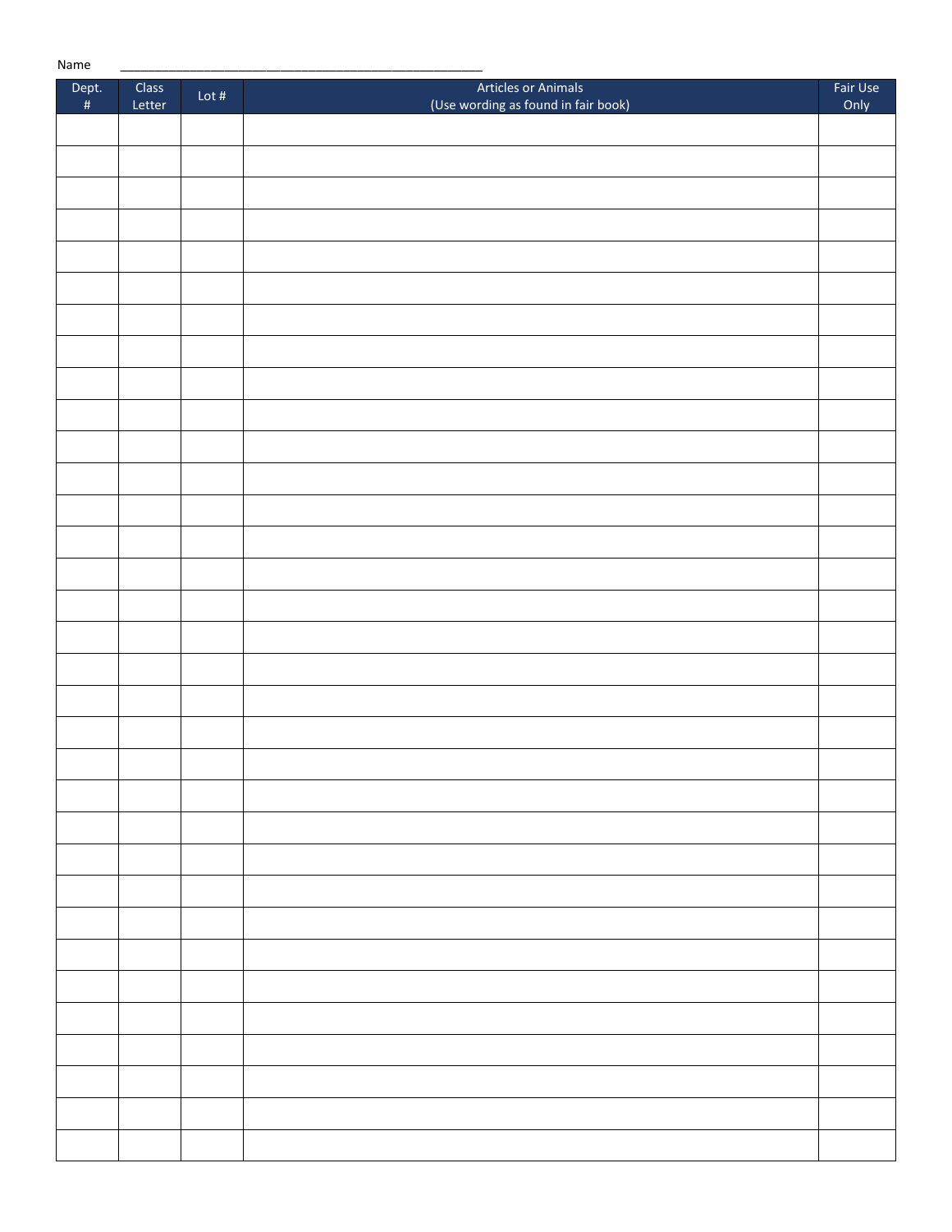Name ______________________________________________

| Dept. # | Class Letter | Lot # | Articles or Animals (Use wording as found in fair book) | Fair Use Only |
|---|---|---|---|---|
| | | | | |
| | | | | |
| | | | | |
| | | | | |
| | | | | |
| | | | | |
| | | | | |
| | | | | |
| | | | | |
| | | | | |
| | | | | |
| | | | | |
| | | | | |
| | | | | |
| | | | | |
| | | | | |
| | | | | |
| | | | | |
| | | | | |
| | | | | |
| | | | | |
| | | | | |
| | | | | |
| | | | | |
| | | | | |
| | | | | |
| | | | | |
| | | | | |
| | | | | |
| | | | | |
| | | | | |
| | | | | |
| | | | | |
| | | | | |